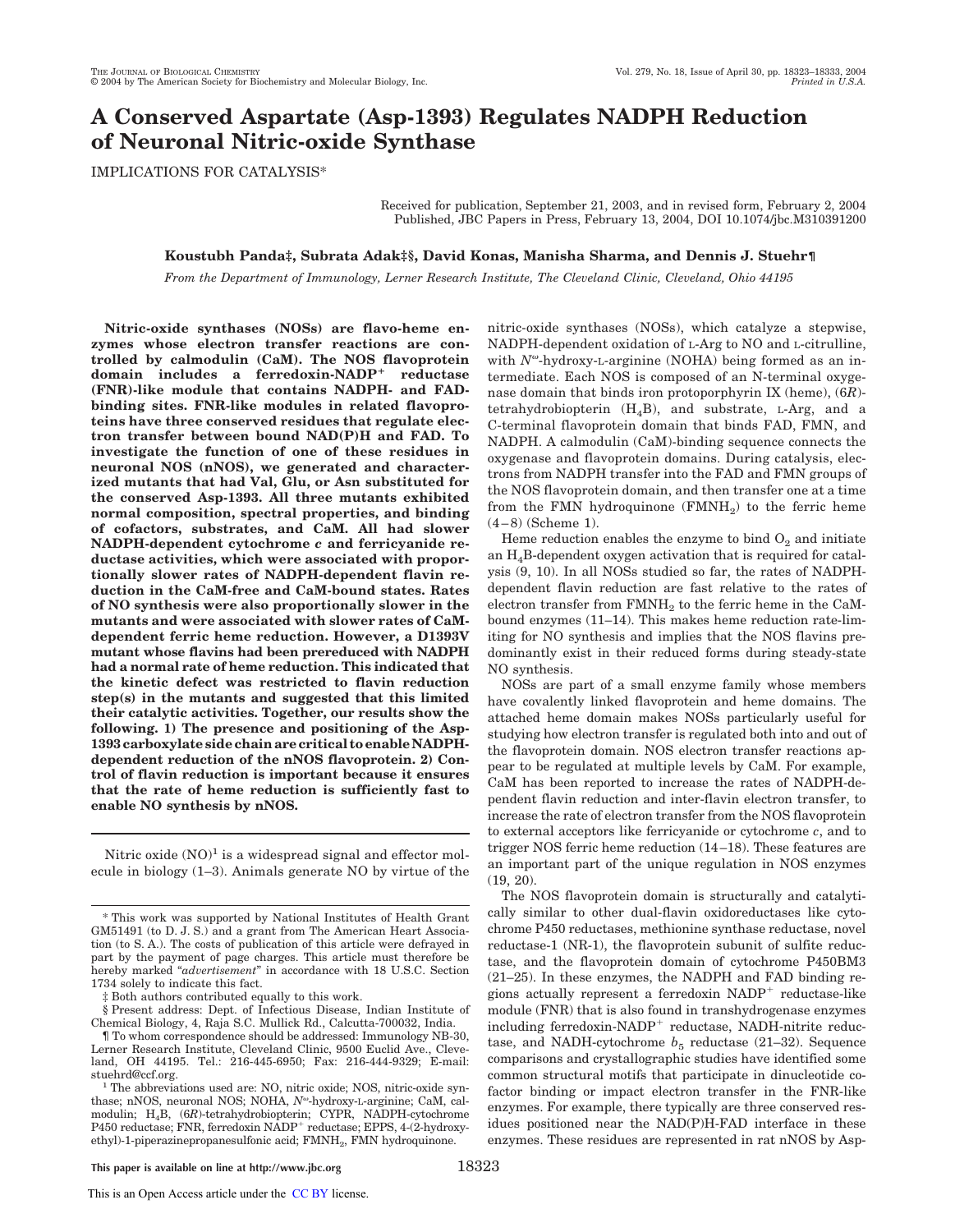# A Conserved Aspartate (Asp-1393) Regulates NADPH Reduction of Neuronal Nitric-oxide Synthase

IMPLICATIONS FOR CATALYSIS*

Received for publication, September 21, 2003, and in revised form, February 2, 2004
Published, JBC Papers in Press, February 13, 2004, DOI 10.1074/jbc.M310391200

**Koustubh Panda‡, Subrata Adak‡§, David Konas, Manisha Sharma, and Dennis J. Stuehr¶**

*From the Department of Immunology, Lerner Research Institute, The Cleveland Clinic, Cleveland, Ohio 44195*

**Nitric-oxide synthases (NOSs) are flavo-heme enzymes whose electron transfer reactions are controlled by calmodulin (CaM). The NOS flavoprotein domain includes a ferredoxin-NADP$^+$ reductase (FNR)-like module that contains NADPH- and FAD-binding sites. FNR-like modules in related flavoproteins have three conserved residues that regulate electron transfer between bound NAD(P)H and FAD. To investigate the function of one of these residues in neuronal NOS (nNOS), we generated and characterized mutants that had Val, Glu, or Asn substituted for the conserved Asp-1393. All three mutants exhibited normal composition, spectral properties, and binding of cofactors, substrates, and CaM. All had slower NADPH-dependent cytochrome *c* and ferricyanide reductase activities, which were associated with proportionally slower rates of NADPH-dependent flavin reduction in the CaM-free and CaM-bound states. Rates of NO synthesis were also proportionally slower in the mutants and were associated with slower rates of CaM-dependent ferric heme reduction. However, a D1393V mutant whose flavins had been prereduced with NADPH had a normal rate of heme reduction. This indicated that the kinetic defect was restricted to flavin reduction step(s) in the mutants and suggested that this limited their catalytic activities. Together, our results show the following. 1) The presence and positioning of the Asp-1393 carboxylate side chain are critical to enable NADPH-dependent reduction of the nNOS flavoprotein. 2) Control of flavin reduction is important because it ensures that the rate of heme reduction is sufficiently fast to enable NO synthesis by nNOS.**

Nitric oxide (NO)[1] is a widespread signal and effector molecule in biology (1–3). Animals generate NO by virtue of the nitric-oxide synthases (NOSs), which catalyze a stepwise, NADPH-dependent oxidation of L-Arg to NO and L-citrulline, with $N^{\omega}$-hydroxy-L-arginine (NOHA) being formed as an intermediate. Each NOS is composed of an N-terminal oxygenase domain that binds iron protoporphyrin IX (heme), (6*R*)-tetrahydrobiopterin ($H_4B$), and substrate, L-Arg, and a C-terminal flavoprotein domain that binds FAD, FMN, and NADPH. A calmodulin (CaM)-binding sequence connects the oxygenase and flavoprotein domains. During catalysis, electrons from NADPH transfer into the FAD and FMN groups of the NOS flavoprotein domain, and then transfer one at a time from the FMN hydroquinone ($FMNH_2$) to the ferric heme (4–8) (Scheme 1).

Heme reduction enables the enzyme to bind $O_2$ and initiate an $H_4B$-dependent oxygen activation that is required for catalysis (9, 10). In all NOSs studied so far, the rates of NADPH-dependent flavin reduction are fast relative to the rates of electron transfer from $FMNH_2$ to the ferric heme in the CaM-bound enzymes (11–14). This makes heme reduction rate-limiting for NO synthesis and implies that the NOS flavins predominantly exist in their reduced forms during steady-state NO synthesis.

NOSs are part of a small enzyme family whose members have covalently linked flavoprotein and heme domains. The attached heme domain makes NOSs particularly useful for studying how electron transfer is regulated both into and out of the flavoprotein domain. NOS electron transfer reactions appear to be regulated at multiple levels by CaM. For example, CaM has been reported to increase the rates of NADPH-dependent flavin reduction and inter-flavin electron transfer, to increase the rate of electron transfer from the NOS flavoprotein to external acceptors like ferricyanide or cytochrome *c*, and to trigger NOS ferric heme reduction (14–18). These features are an important part of the unique regulation in NOS enzymes (19, 20).

The NOS flavoprotein domain is structurally and catalytically similar to other dual-flavin oxidoreductases like cytochrome P450 reductases, methionine synthase reductase, novel reductase-1 (NR-1), the flavoprotein subunit of sulfite reductase, and the flavoprotein domain of cytochrome P450BM3 (21–25). In these enzymes, the NADPH and FAD binding regions actually represent a ferredoxin NADP$^+$ reductase-like module (FNR) that is also found in transhydrogenase enzymes including ferredoxin-NADP$^+$ reductase, NADH-nitrite reductase, and NADH-cytochrome $b_5$ reductase (21–32). Sequence comparisons and crystallographic studies have identified some common structural motifs that participate in dinucleotide cofactor binding or impact electron transfer in the FNR-like enzymes. For example, there typically are three conserved residues positioned near the NAD(P)H-FAD interface in these enzymes. These residues are represented in rat nNOS by Asp-

---

* This work was supported by National Institutes of Health Grant GM51491 (to D. J. S.) and a grant from The American Heart Association (to S. A.). The costs of publication of this article were defrayed in part by the payment of page charges. This article must therefore be hereby marked "*advertisement*" in accordance with 18 U.S.C. Section 1734 solely to indicate this fact.

‡ Both authors contributed equally to this work.

§ Present address: Dept. of Infectious Disease, Indian Institute of Chemical Biology, 4, Raja S.C. Mullick Rd., Calcutta-700032, India.

¶ To whom correspondence should be addressed: Immunology NB-30, Lerner Research Institute, Cleveland Clinic, 9500 Euclid Ave., Cleveland, OH 44195. Tel.: 216-445-6950; Fax: 216-444-9329; E-mail: stuehrd@ccf.org.

[1] The abbreviations used are: NO, nitric oxide; NOS, nitric-oxide synthase; nNOS, neuronal NOS; NOHA, $N^{\omega}$-hydroxy-L-arginine; CaM, calmodulin; $H_4B$, (6*R*)-tetrahydrobiopterin; CYPR, NADPH-cytochrome P450 reductase; FNR, ferredoxin NADP$^+$ reductase; EPPS, 4-(2-hydroxyethyl)-1-piperazinepropanesulfonic acid; $FMNH_2$, FMN hydroquinone.

This paper is available on line at http://www.jbc.org

This is an Open Access article under the CC BY license.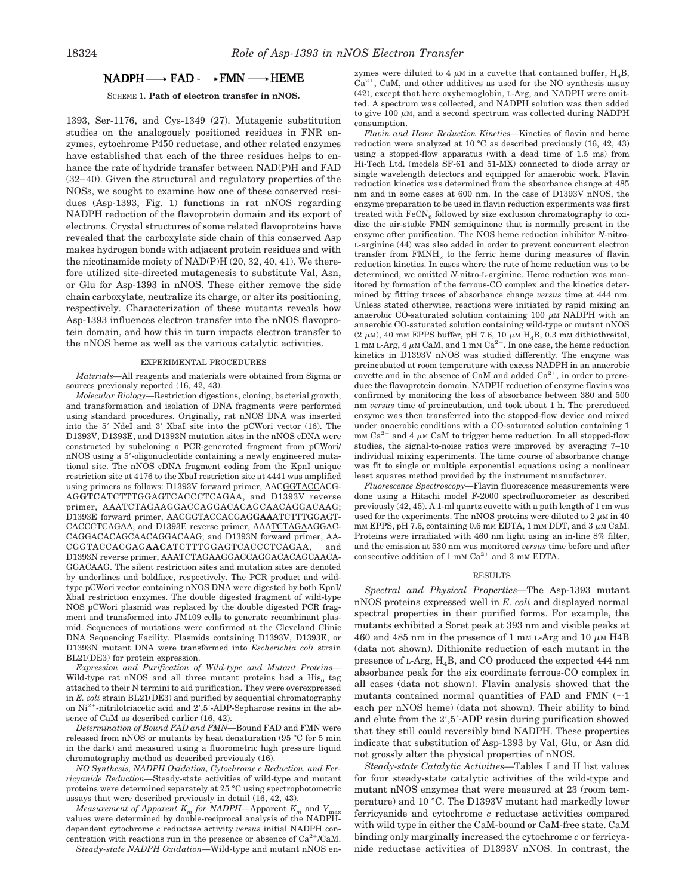$$\text{NADPH} \longrightarrow \text{FAD} \longrightarrow \text{FMN} \longrightarrow \text{HEME}$$

SCHEME 1. **Path of electron transfer in nNOS.**

1393, Ser-1176, and Cys-1349 (27). Mutagenic substitution studies on the analogously positioned residues in FNR enzymes, cytochrome P450 reductase, and other related enzymes have established that each of the three residues helps to enhance the rate of hydride transfer between NAD(P)H and FAD (32–40). Given the structural and regulatory properties of the NOSs, we sought to examine how one of these conserved residues (Asp-1393, Fig. 1) functions in rat nNOS regarding NADPH reduction of the flavoprotein domain and its export of electrons. Crystal structures of some related flavoproteins have revealed that the carboxylate side chain of this conserved Asp makes hydrogen bonds with adjacent protein residues and with the nicotinamide moiety of NAD(P)H (20, 32, 40, 41). We therefore utilized site-directed mutagenesis to substitute Val, Asn, or Glu for Asp-1393 in nNOS. These either remove the side chain carboxylate, neutralize its charge, or alter its positioning, respectively. Characterization of these mutants reveals how Asp-1393 influences electron transfer into the nNOS flavoprotein domain, and how this in turn impacts electron transfer to the nNOS heme as well as the various catalytic activities.

## EXPERIMENTAL PROCEDURES

*Materials*—All reagents and materials were obtained from Sigma or sources previously reported (16, 42, 43).

*Molecular Biology*—Restriction digestions, cloning, bacterial growth, and transformation and isolation of DNA fragments were performed using standard procedures. Originally, rat nNOS DNA was inserted into the 5′ NdeI and 3′ XbaI site into the pCWori vector (16). The D1393V, D1393E, and D1393N mutation sites in the nNOS cDNA were constructed by subcloning a PCR-generated fragment from pCWori/nNOS using a 5′-oligonucleotide containing a newly engineered mutational site. The nNOS cDNA fragment coding from the KpnI unique restriction site at 4176 to the XbaI restriction site at 4441 was amplified using primers as follows: D1393V forward primer, AAC<u>GGTACC</u>ACGAG**GTC**ATCTTTGGAGTCACCCTCAGAA, and D1393V reverse primer, AAA<u>TCTAGA</u>AGGACCAGGACACAGCAACAGGACAAG; D1393E forward primer, AAC<u>GGTACC</u>ACGAG**GAA**ATCTTTGGAGTCACCCTCAGAA, and D1393E reverse primer, AAA<u>TCTAGA</u>AGGACCAGGACACAGCAACAGGACAAG; and D1393N forward primer, AAC<u>GGTACC</u>ACGAG**AAC**ATCTTTGGAGTCACCCTCAGAA, and D1393N reverse primer, AAA<u>TCTAGA</u>AGGACCAGGACACAGCAACAGGACAAG. The silent restriction sites and mutation sites are denoted by underlines and boldface, respectively. The PCR product and wild-type pCWori vector containing nNOS DNA were digested by both KpnI/XbaI restriction enzymes. The double digested fragment of wild-type NOS pCWori plasmid was replaced by the double digested PCR fragment and transformed into JM109 cells to generate recombinant plasmid. Sequences of mutations were confirmed at the Cleveland Clinic DNA Sequencing Facility. Plasmids containing D1393V, D1393E, or D1393N mutant DNA were transformed into *Escherichia coli* strain BL21(DE3) for protein expression.

*Expression and Purification of Wild-type and Mutant Proteins*—Wild-type rat nNOS and all three mutant proteins had a $His_6$ tag attached to their N termini to aid purification. They were overexpressed in *E. coli* strain BL21(DE3) and purified by sequential chromatography on $Ni^{2+}$-nitrilotriacetic acid and 2′,5′-ADP-Sepharose resins in the absence of CaM as described earlier (16, 42).

*Determination of Bound FAD and FMN*—Bound FAD and FMN were released from nNOS or mutants by heat denaturation (95 °C for 5 min in the dark) and measured using a fluorometric high pressure liquid chromatography method as described previously (16).

*NO Synthesis, NADPH Oxidation, Cytochrome c Reduction, and Ferricyanide Reduction*—Steady-state activities of wild-type and mutant proteins were determined separately at 25 °C using spectrophotometric assays that were described previously in detail (16, 42, 43).

*Measurement of Apparent $K_m$ for NADPH*—Apparent $K_m$ and $V_{max}$ values were determined by double-reciprocal analysis of the NADPH-dependent cytochrome *c* reductase activity *versus* initial NADPH concentration with reactions run in the presence or absence of $Ca^{2+}$/CaM.

*Steady-state NADPH Oxidation*—Wild-type and mutant nNOS enzymes were diluted to 4 μM in a cuvette that contained buffer, $H_4B$, $Ca^{2+}$, CaM, and other additives as used for the NO synthesis assay (42), except that here oxyhemoglobin, L-Arg, and NADPH were omitted. A spectrum was collected, and NADPH solution was then added to give 100 μM, and a second spectrum was collected during NADPH consumption.

*Flavin and Heme Reduction Kinetics*—Kinetics of flavin and heme reduction were analyzed at 10 °C as described previously (16, 42, 43) using a stopped-flow apparatus (with a dead time of 1.5 ms) from Hi-Tech Ltd. (models SF-61 and 51-MX) connected to diode array or single wavelength detectors and equipped for anaerobic work. Flavin reduction kinetics was determined from the absorbance change at 485 nm and in some cases at 600 nm. In the case of D1393V nNOS, the enzyme preparation to be used in flavin reduction experiments was first treated with $FeCN_6$ followed by size exclusion chromatography to oxidize the air-stable FMN semiquinone that is normally present in the enzyme after purification. The NOS heme reduction inhibitor *N*-nitro-L-arginine (44) was also added in order to prevent concurrent electron transfer from $FMNH_2$ to the ferric heme during measures of flavin reduction kinetics. In cases where the rate of heme reduction was to be determined, we omitted *N*-nitro-L-arginine. Heme reduction was monitored by formation of the ferrous-CO complex and the kinetics determined by fitting traces of absorbance change *versus* time at 444 nm. Unless stated otherwise, reactions were initiated by rapid mixing an anaerobic CO-saturated solution containing 100 μM NADPH with an anaerobic CO-saturated solution containing wild-type or mutant nNOS (2 μM), 40 mM EPPS buffer, pH 7.6, 10 μM $H_4B$, 0.3 mM dithiothreitol, 1 mM L-Arg, 4 μM CaM, and 1 mM $Ca^{2+}$. In one case, the heme reduction kinetics in D1393V nNOS was studied differently. The enzyme was preincubated at room temperature with excess NADPH in an anaerobic cuvette and in the absence of CaM and added $Ca^{2+}$, in order to prereduce the flavoprotein domain. NADPH reduction of enzyme flavins was confirmed by monitoring the loss of absorbance between 380 and 500 nm *versus* time of preincubation, and took about 1 h. The prereduced enzyme was then transferred into the stopped-flow device and mixed under anaerobic conditions with a CO-saturated solution containing 1 mM $Ca^{2+}$ and 4 μM CaM to trigger heme reduction. In all stopped-flow studies, the signal-to-noise ratios were improved by averaging 7–10 individual mixing experiments. The time course of absorbance change was fit to single or multiple exponential equations using a nonlinear least squares method provided by the instrument manufacturer.

*Fluorescence Spectroscopy*—Flavin fluorescence measurements were done using a Hitachi model F-2000 spectrofluorometer as described previously (42, 45). A 1-ml quartz cuvette with a path length of 1 cm was used for the experiments. The nNOS proteins were diluted to 2 μM in 40 mM EPPS, pH 7.6, containing 0.6 mM EDTA, 1 mM DDT, and 3 μM CaM. Proteins were irradiated with 460 nm light using an in-line 8% filter, and the emission at 530 nm was monitored *versus* time before and after consecutive addition of 1 mM $Ca^{2+}$ and 3 mM EDTA.

## RESULTS

*Spectral and Physical Properties*—The Asp-1393 mutant nNOS proteins expressed well in *E. coli* and displayed normal spectral properties in their purified forms. For example, the mutants exhibited a Soret peak at 393 nm and visible peaks at 460 and 485 nm in the presence of 1 mM L-Arg and 10 μM H4B (data not shown). Dithionite reduction of each mutant in the presence of L-Arg, $H_4B$, and CO produced the expected 444 nm absorbance peak for the six coordinate ferrous-CO complex in all cases (data not shown). Flavin analysis showed that the mutants contained normal quantities of FAD and FMN (~1 each per nNOS heme) (data not shown). Their ability to bind and elute from the 2′,5′-ADP resin during purification showed that they still could reversibly bind NADPH. These properties indicate that substitution of Asp-1393 by Val, Glu, or Asn did not grossly alter the physical properties of nNOS.

*Steady-state Catalytic Activities*—Tables I and II list values for four steady-state catalytic activities of the wild-type and mutant nNOS enzymes that were measured at 23 (room temperature) and 10 °C. The D1393V mutant had markedly lower ferricyanide and cytochrome *c* reductase activities compared with wild type in either the CaM-bound or CaM-free state. CaM binding only marginally increased the cytochrome *c* or ferricyanide reductase activities of D1393V nNOS. In contrast, the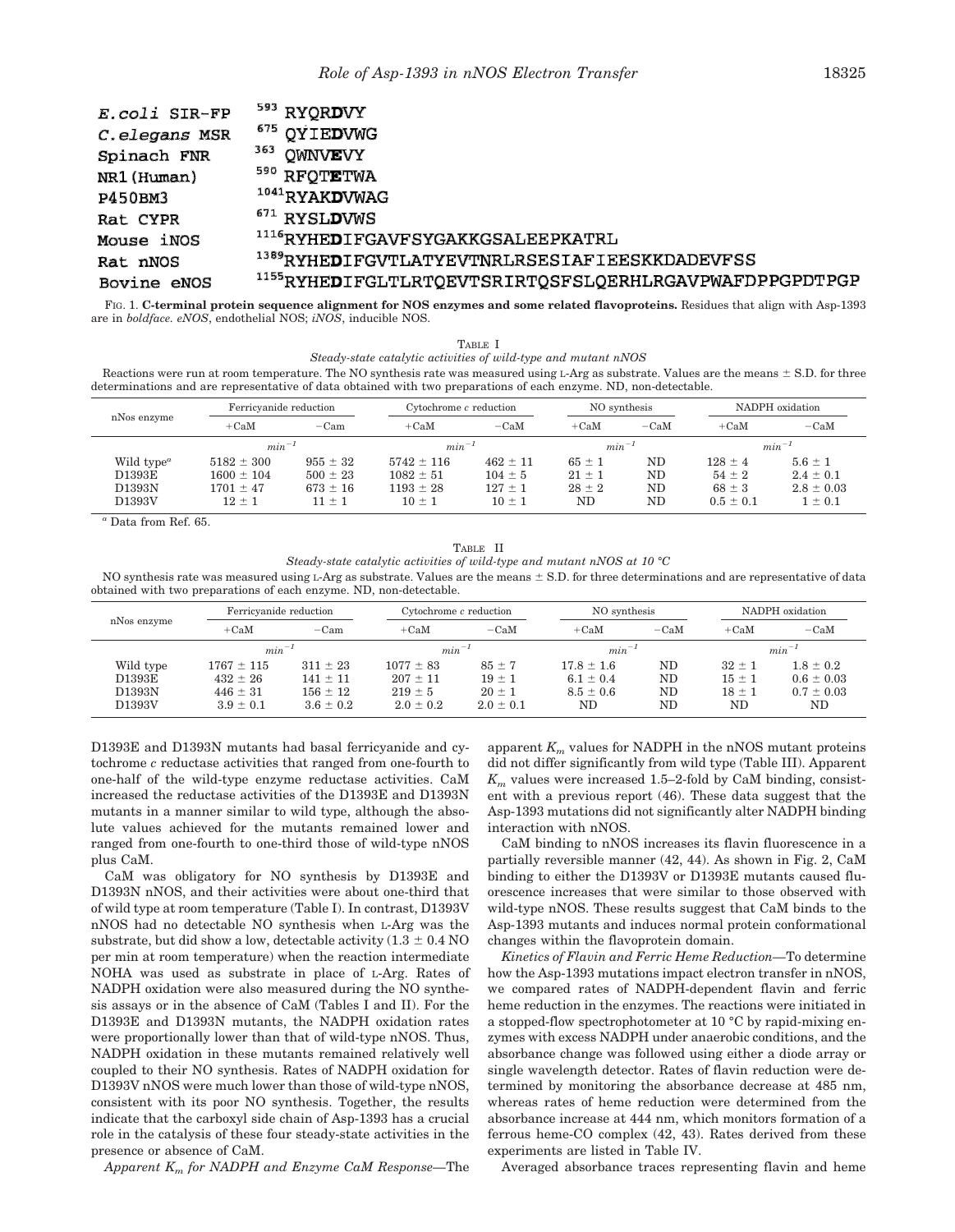| | |
|---|---|
| *E.coli* SIR-FP | [593] RYQR**D**VY |
| *C.elegans* MSR | [675] QYIE**D**VWG |
| Spinach FNR | [363] QWNV**E**VY |
| NR1(Human) | [590] RFQT**E**TWA |
| P450BM3 | [1041] RYAK**D**VWAG |
| Rat CYPR | [671] RYSL**D**VWS |
| Mouse iNOS | [1116] RYHE**D**IFGAVFSYGAKKGSALEEPKATRL |
| Rat nNOS | [1389] RYHE**D**IFGVTLATYEVTNRLRSESIAFIEESKKDADEVFSS |
| Bovine eNOS | [1155] RYHE**D**IFGLTLRTQEVTSRIRTQSFSLQERHLRGAVPWAFDPPGPDTPGP |

FIG. 1. **C-terminal protein sequence alignment for NOS enzymes and some related flavoproteins.** Residues that align with Asp-1393 are in *boldface*. *eNOS*, endothelial NOS; *iNOS*, inducible NOS.

TABLE I
*Steady-state catalytic activities of wild-type and mutant nNOS*

Reactions were run at room temperature. The NO synthesis rate was measured using L-Arg as substrate. Values are the means ± S.D. for three determinations and are representative of data obtained with two preparations of each enzyme. ND, non-detectable.

| nNos enzyme | Ferricyanide reduction | | Cytochrome *c* reduction | | NO synthesis | | NADPH oxidation | |
|---|---|---|---|---|---|---|---|---|
| | +CaM | −Cam | +CaM | −CaM | +CaM | −CaM | +CaM | −CaM |
| | $min^{-1}$ | | $min^{-1}$ | | $min^{-1}$ | | $min^{-1}$ | |
| Wild type[a] | 5182 ± 300 | 955 ± 32 | 5742 ± 116 | 462 ± 11 | 65 ± 1 | ND | 128 ± 4 | 5.6 ± 1 |
| D1393E | 1600 ± 104 | 500 ± 23 | 1082 ± 51 | 104 ± 5 | 21 ± 1 | ND | 54 ± 2 | 2.4 ± 0.1 |
| D1393N | 1701 ± 47 | 673 ± 16 | 1193 ± 28 | 127 ± 1 | 28 ± 2 | ND | 68 ± 3 | 2.8 ± 0.03 |
| D1393V | 12 ± 1 | 11 ± 1 | 10 ± 1 | 10 ± 1 | ND | ND | 0.5 ± 0.1 | 1 ± 0.1 |

[a] Data from Ref. 65.

TABLE II
*Steady-state catalytic activities of wild-type and mutant nNOS at 10 °C*

NO synthesis rate was measured using L-Arg as substrate. Values are the means ± S.D. for three determinations and are representative of data obtained with two preparations of each enzyme. ND, non-detectable.

| nNos enzyme | Ferricyanide reduction | | Cytochrome *c* reduction | | NO synthesis | | NADPH oxidation | |
|---|---|---|---|---|---|---|---|---|
| | +CaM | −Cam | +CaM | −CaM | +CaM | −CaM | +CaM | −CaM |
| | $min^{-1}$ | | $min^{-1}$ | | $min^{-1}$ | | $min^{-1}$ | |
| Wild type | 1767 ± 115 | 311 ± 23 | 1077 ± 83 | 85 ± 7 | 17.8 ± 1.6 | ND | 32 ± 1 | 1.8 ± 0.2 |
| D1393E | 432 ± 26 | 141 ± 11 | 207 ± 11 | 19 ± 1 | 6.1 ± 0.4 | ND | 15 ± 1 | 0.6 ± 0.03 |
| D1393N | 446 ± 31 | 156 ± 12 | 219 ± 5 | 20 ± 1 | 8.5 ± 0.6 | ND | 18 ± 1 | 0.7 ± 0.03 |
| D1393V | 3.9 ± 0.1 | 3.6 ± 0.2 | 2.0 ± 0.2 | 2.0 ± 0.1 | ND | ND | ND | ND |

D1393E and D1393N mutants had basal ferricyanide and cytochrome *c* reductase activities that ranged from one-fourth to one-half of the wild-type enzyme reductase activities. CaM increased the reductase activities of the D1393E and D1393N mutants in a manner similar to wild type, although the absolute values achieved for the mutants remained lower and ranged from one-fourth to one-third those of wild-type nNOS plus CaM.

CaM was obligatory for NO synthesis by D1393E and D1393N nNOS, and their activities were about one-third that of wild type at room temperature (Table I). In contrast, D1393V nNOS had no detectable NO synthesis when L-Arg was the substrate, but did show a low, detectable activity (1.3 ± 0.4 NO per min at room temperature) when the reaction intermediate NOHA was used as substrate in place of L-Arg. Rates of NADPH oxidation were also measured during the NO synthesis assays or in the absence of CaM (Tables I and II). For the D1393E and D1393N mutants, the NADPH oxidation rates were proportionally lower than that of wild-type nNOS. Thus, NADPH oxidation in these mutants remained relatively well coupled to their NO synthesis. Rates of NADPH oxidation for D1393V nNOS were much lower than those of wild-type nNOS, consistent with its poor NO synthesis. Together, the results indicate that the carboxyl side chain of Asp-1393 has a crucial role in the catalysis of these four steady-state activities in the presence or absence of CaM.

*Apparent $K_m$ for NADPH and Enzyme CaM Response*—The apparent $K_m$ values for NADPH in the nNOS mutant proteins did not differ significantly from wild type (Table III). Apparent $K_m$ values were increased 1.5–2-fold by CaM binding, consistent with a previous report (46). These data suggest that the Asp-1393 mutations did not significantly alter NADPH binding interaction with nNOS.

CaM binding to nNOS increases its flavin fluorescence in a partially reversible manner (42, 44). As shown in Fig. 2, CaM binding to either the D1393V or D1393E mutants caused fluorescence increases that were similar to those observed with wild-type nNOS. These results suggest that CaM binds to the Asp-1393 mutants and induces normal protein conformational changes within the flavoprotein domain.

*Kinetics of Flavin and Ferric Heme Reduction*—To determine how the Asp-1393 mutations impact electron transfer in nNOS, we compared rates of NADPH-dependent flavin and ferric heme reduction in the enzymes. The reactions were initiated in a stopped-flow spectrophotometer at 10 °C by rapid-mixing enzymes with excess NADPH under anaerobic conditions, and the absorbance change was followed using either a diode array or single wavelength detector. Rates of flavin reduction were determined by monitoring the absorbance decrease at 485 nm, whereas rates of heme reduction were determined from the absorbance increase at 444 nm, which monitors formation of a ferrous heme-CO complex (42, 43). Rates derived from these experiments are listed in Table IV.

Averaged absorbance traces representing flavin and heme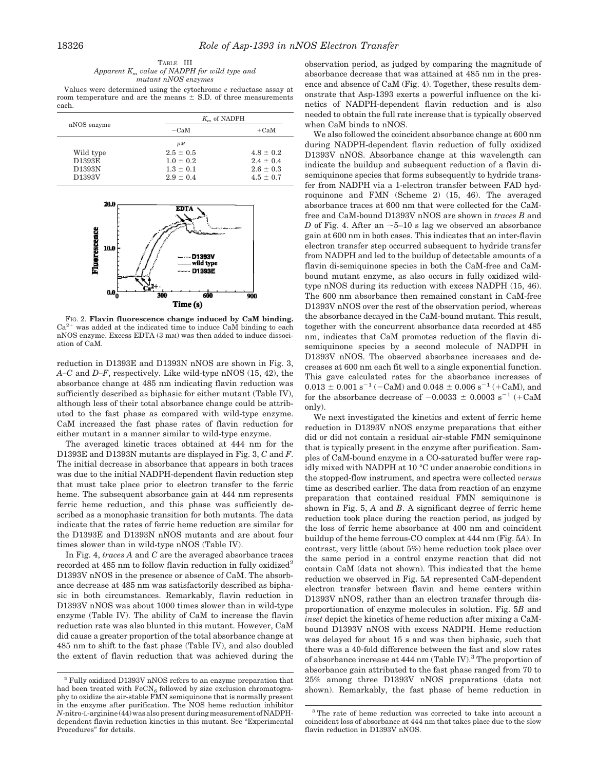TABLE III
*Apparent $K_m$ value of NADPH for wild type and mutant nNOS enzymes*

Values were determined using the cytochrome *c* reductase assay at room temperature and are the means ± S.D. of three measurements each.

| nNOS enzyme | $K_m$ of NADPH | |
|---|---|---|
| | −CaM | +CaM |
| | $\mu M$ | |
| Wild type | 2.5 ± 0.5 | 4.8 ± 0.2 |
| D1393E | 1.0 ± 0.2 | 2.4 ± 0.4 |
| D1393N | 1.3 ± 0.1 | 2.6 ± 0.3 |
| D1393V | 2.9 ± 0.4 | 4.5 ± 0.7 |

FIG. 2. **Flavin fluorescence change induced by CaM binding.** $Ca^{2+}$ was added at the indicated time to induce CaM binding to each nNOS enzyme. Excess EDTA (3 mM) was then added to induce dissociation of CaM.

reduction in D1393E and D1393N nNOS are shown in Fig. 3, *A–C* and *D–F*, respectively. Like wild-type nNOS (15, 42), the absorbance change at 485 nm indicating flavin reduction was sufficiently described as biphasic for either mutant (Table IV), although less of their total absorbance change could be attributed to the fast phase as compared with wild-type enzyme. CaM increased the fast phase rates of flavin reduction for either mutant in a manner similar to wild-type enzyme.

The averaged kinetic traces obtained at 444 nm for the D1393E and D1393N mutants are displayed in Fig. 3, *C* and *F*. The initial decrease in absorbance that appears in both traces was due to the initial NADPH-dependent flavin reduction step that must take place prior to electron transfer to the ferric heme. The subsequent absorbance gain at 444 nm represents ferric heme reduction, and this phase was sufficiently described as a monophasic transition for both mutants. The data indicate that the rates of ferric heme reduction are similar for the D1393E and D1393N nNOS mutants and are about four times slower than in wild-type nNOS (Table IV).

In Fig. 4, *traces A* and *C* are the averaged absorbance traces recorded at 485 nm to follow flavin reduction in fully oxidized[2] D1393V nNOS in the presence or absence of CaM. The absorbance decrease at 485 nm was satisfactorily described as biphasic in both circumstances. Remarkably, flavin reduction in D1393V nNOS was about 1000 times slower than in wild-type enzyme (Table IV). The ability of CaM to increase the flavin reduction rate was also blunted in this mutant. However, CaM did cause a greater proportion of the total absorbance change at 485 nm to shift to the fast phase (Table IV), and also doubled the extent of flavin reduction that was achieved during the observation period, as judged by comparing the magnitude of absorbance decrease that was attained at 485 nm in the presence and absence of CaM (Fig. 4). Together, these results demonstrate that Asp-1393 exerts a powerful influence on the kinetics of NADPH-dependent flavin reduction and is also needed to obtain the full rate increase that is typically observed when CaM binds to nNOS.

We also followed the coincident absorbance change at 600 nm during NADPH-dependent flavin reduction of fully oxidized D1393V nNOS. Absorbance change at this wavelength can indicate the buildup and subsequent reduction of a flavin disemiquinone species that forms subsequently to hydride transfer from NADPH via a 1-electron transfer between FAD hydroquinone and FMN (Scheme 2) (15, 46). The averaged absorbance traces at 600 nm that were collected for the CaM-free and CaM-bound D1393V nNOS are shown in *traces B* and *D* of Fig. 4. After an ~5–10 s lag we observed an absorbance gain at 600 nm in both cases. This indicates that an inter-flavin electron transfer step occurred subsequent to hydride transfer from NADPH and led to the buildup of detectable amounts of a flavin di-semiquinone species in both the CaM-free and CaM-bound mutant enzyme, as also occurs in fully oxidized wild-type nNOS during its reduction with excess NADPH (15, 46). The 600 nm absorbance then remained constant in CaM-free D1393V nNOS over the rest of the observation period, whereas the absorbance decayed in the CaM-bound mutant. This result, together with the concurrent absorbance data recorded at 485 nm, indicates that CaM promotes reduction of the flavin disemiquinone species by a second molecule of NADPH in D1393V nNOS. The observed absorbance increases and decreases at 600 nm each fit well to a single exponential function. This gave calculated rates for the absorbance increases of $0.013 \pm 0.001\ s^{-1}$ (−CaM) and $0.048 \pm 0.006\ s^{-1}$ (+CaM), and for the absorbance decrease of $-0.0033 \pm 0.0003\ s^{-1}$ (+CaM only).

We next investigated the kinetics and extent of ferric heme reduction in D1393V nNOS enzyme preparations that either did or did not contain a residual air-stable FMN semiquinone that is typically present in the enzyme after purification. Samples of CaM-bound enzyme in a CO-saturated buffer were rapidly mixed with NADPH at 10 °C under anaerobic conditions in the stopped-flow instrument, and spectra were collected *versus* time as described earlier. The data from reaction of an enzyme preparation that contained residual FMN semiquinone is shown in Fig. 5, *A* and *B*. A significant degree of ferric heme reduction took place during the reaction period, as judged by the loss of ferric heme absorbance at 400 nm and coincident buildup of the heme ferrous-CO complex at 444 nm (Fig. 5*A*). In contrast, very little (about 5%) heme reduction took place over the same period in a control enzyme reaction that did not contain CaM (data not shown). This indicated that the heme reduction we observed in Fig. 5*A* represented CaM-dependent electron transfer between flavin and heme centers within D1393V nNOS, rather than an electron transfer through disproportionation of enzyme molecules in solution. Fig. 5*B* and *inset* depict the kinetics of heme reduction after mixing a CaM-bound D1393V nNOS with excess NADPH. Heme reduction was delayed for about 15 s and was then biphasic, such that there was a 40-fold difference between the fast and slow rates of absorbance increase at 444 nm (Table IV).[3] The proportion of absorbance gain attributed to the fast phase ranged from 70 to 25% among three D1393V nNOS preparations (data not shown). Remarkably, the fast phase of heme reduction in

[2] Fully oxidized D1393V nNOS refers to an enzyme preparation that had been treated with $FeCN_6$ followed by size exclusion chromatography to oxidize the air-stable FMN semiquinone that is normally present in the enzyme after purification. The NOS heme reduction inhibitor *N*-nitro-L-arginine (44) was also present during measurement of NADPH-dependent flavin reduction kinetics in this mutant. See "Experimental Procedures" for details.

[3] The rate of heme reduction was corrected to take into account a coincident loss of absorbance at 444 nm that takes place due to the slow flavin reduction in D1393V nNOS.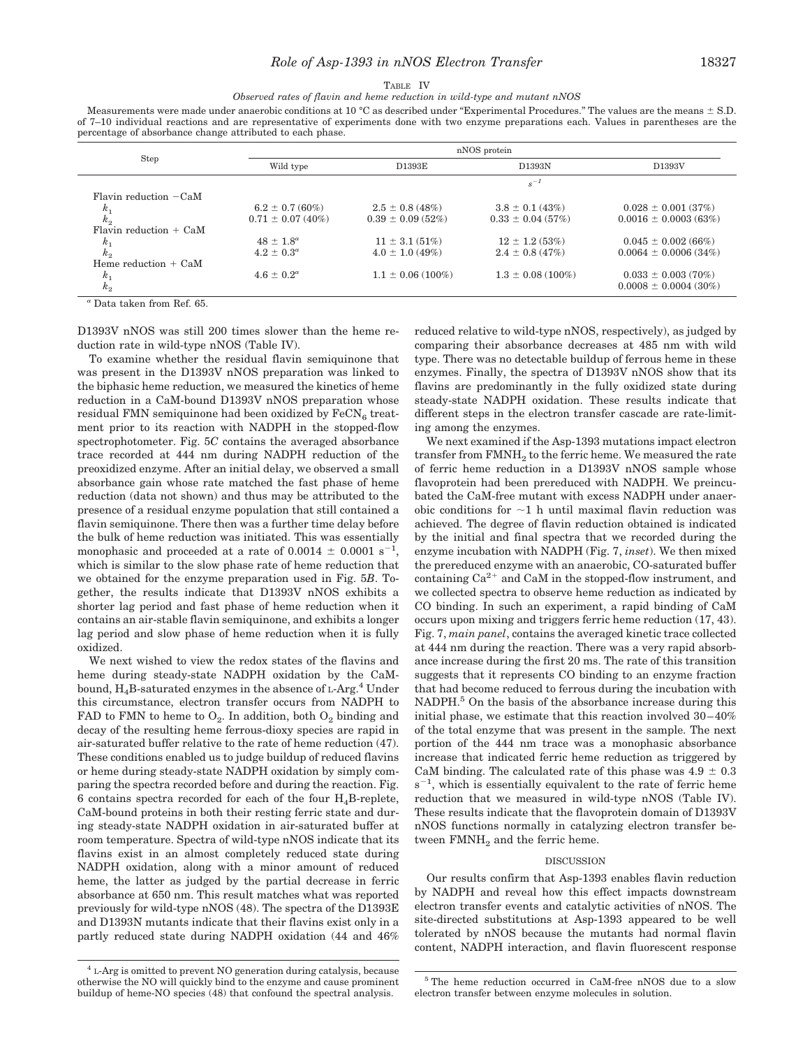TABLE IV

*Observed rates of flavin and heme reduction in wild-type and mutant nNOS*

Measurements were made under anaerobic conditions at 10 °C as described under "Experimental Procedures." The values are the means ± S.D. of 7–10 individual reactions and are representative of experiments done with two enzyme preparations each. Values in parentheses are the percentage of absorbance change attributed to each phase.

| Step | nNOS protein | | | |
|---|---|---|---|---|
| | Wild type | D1393E | D1393N | D1393V |
| | $s^{-1}$ | | | |
| Flavin reduction −CaM | | | | |
| $k_1$ | 6.2 ± 0.7 (60%) | 2.5 ± 0.8 (48%) | 3.8 ± 0.1 (43%) | 0.028 ± 0.001 (37%) |
| $k_2$ | 0.71 ± 0.07 (40%) | 0.39 ± 0.09 (52%) | 0.33 ± 0.04 (57%) | 0.0016 ± 0.0003 (63%) |
| Flavin reduction + CaM | | | | |
| $k_1$ | 48 ± 1.8[a] | 11 ± 3.1 (51%) | 12 ± 1.2 (53%) | 0.045 ± 0.002 (66%) |
| $k_2$ | 4.2 ± 0.3[a] | 4.0 ± 1.0 (49%) | 2.4 ± 0.8 (47%) | 0.0064 ± 0.0006 (34%) |
| Heme reduction + CaM | | | | |
| $k_1$ | 4.6 ± 0.2[a] | 1.1 ± 0.06 (100%) | 1.3 ± 0.08 (100%) | 0.033 ± 0.003 (70%) |
| $k_2$ | | | | 0.0008 ± 0.0004 (30%) |

[a] Data taken from Ref. 65.

D1393V nNOS was still 200 times slower than the heme reduction rate in wild-type nNOS (Table IV).

To examine whether the residual flavin semiquinone that was present in the D1393V nNOS preparation was linked to the biphasic heme reduction, we measured the kinetics of heme reduction in a CaM-bound D1393V nNOS preparation whose residual FMN semiquinone had been oxidized by $FeCN_6$ treatment prior to its reaction with NADPH in the stopped-flow spectrophotometer. Fig. 5*C* contains the averaged absorbance trace recorded at 444 nm during NADPH reduction of the preoxidized enzyme. After an initial delay, we observed a small absorbance gain whose rate matched the fast phase of heme reduction (data not shown) and thus may be attributed to the presence of a residual enzyme population that still contained a flavin semiquinone. There then was a further time delay before the bulk of heme reduction was initiated. This was essentially monophasic and proceeded at a rate of 0.0014 ± 0.0001 $s^{-1}$, which is similar to the slow phase rate of heme reduction that we obtained for the enzyme preparation used in Fig. 5*B*. Together, the results indicate that D1393V nNOS exhibits a shorter lag period and fast phase of heme reduction when it contains an air-stable flavin semiquinone, and exhibits a longer lag period and slow phase of heme reduction when it is fully oxidized.

We next wished to view the redox states of the flavins and heme during steady-state NADPH oxidation by the CaM-bound, $H_4B$-saturated enzymes in the absence of L-Arg.[4] Under this circumstance, electron transfer occurs from NADPH to FAD to FMN to heme to $O_2$. In addition, both $O_2$ binding and decay of the resulting heme ferrous-dioxy species are rapid in air-saturated buffer relative to the rate of heme reduction (47). These conditions enabled us to judge buildup of reduced flavins or heme during steady-state NADPH oxidation by simply comparing the spectra recorded before and during the reaction. Fig. 6 contains spectra recorded for each of the four $H_4B$-replete, CaM-bound proteins in both their resting ferric state and during steady-state NADPH oxidation in air-saturated buffer at room temperature. Spectra of wild-type nNOS indicate that its flavins exist in an almost completely reduced state during NADPH oxidation, along with a minor amount of reduced heme, the latter as judged by the partial decrease in ferric absorbance at 650 nm. This result matches what was reported previously for wild-type nNOS (48). The spectra of the D1393E and D1393N mutants indicate that their flavins exist only in a partly reduced state during NADPH oxidation (44 and 46% reduced relative to wild-type nNOS, respectively), as judged by comparing their absorbance decreases at 485 nm with wild type. There was no detectable buildup of ferrous heme in these enzymes. Finally, the spectra of D1393V nNOS show that its flavins are predominantly in the fully oxidized state during steady-state NADPH oxidation. These results indicate that different steps in the electron transfer cascade are rate-limiting among the enzymes.

We next examined if the Asp-1393 mutations impact electron transfer from $FMNH_2$ to the ferric heme. We measured the rate of ferric heme reduction in a D1393V nNOS sample whose flavoprotein had been prereduced with NADPH. We preincubated the CaM-free mutant with excess NADPH under anaerobic conditions for ~1 h until maximal flavin reduction was achieved. The degree of flavin reduction obtained is indicated by the initial and final spectra that we recorded during the enzyme incubation with NADPH (Fig. 7, *inset*). We then mixed the prereduced enzyme with an anaerobic, CO-saturated buffer containing $Ca^{2+}$ and CaM in the stopped-flow instrument, and we collected spectra to observe heme reduction as indicated by CO binding. In such an experiment, a rapid binding of CaM occurs upon mixing and triggers ferric heme reduction (17, 43). Fig. 7, *main panel*, contains the averaged kinetic trace collected at 444 nm during the reaction. There was a very rapid absorbance increase during the first 20 ms. The rate of this transition suggests that it represents CO binding to an enzyme fraction that had become reduced to ferrous during the incubation with NADPH.[5] On the basis of the absorbance increase during this initial phase, we estimate that this reaction involved 30–40% of the total enzyme that was present in the sample. The next portion of the 444 nm trace was a monophasic absorbance increase that indicated ferric heme reduction as triggered by CaM binding. The calculated rate of this phase was 4.9 ± 0.3 $s^{-1}$, which is essentially equivalent to the rate of ferric heme reduction that we measured in wild-type nNOS (Table IV). These results indicate that the flavoprotein domain of D1393V nNOS functions normally in catalyzing electron transfer between $FMNH_2$ and the ferric heme.

## DISCUSSION

Our results confirm that Asp-1393 enables flavin reduction by NADPH and reveal how this effect impacts downstream electron transfer events and catalytic activities of nNOS. The site-directed substitutions at Asp-1393 appeared to be well tolerated by nNOS because the mutants had normal flavin content, NADPH interaction, and flavin fluorescent response

[4] L-Arg is omitted to prevent NO generation during catalysis, because otherwise the NO will quickly bind to the enzyme and cause prominent buildup of heme-NO species (48) that confound the spectral analysis.

[5] The heme reduction occurred in CaM-free nNOS due to a slow electron transfer between enzyme molecules in solution.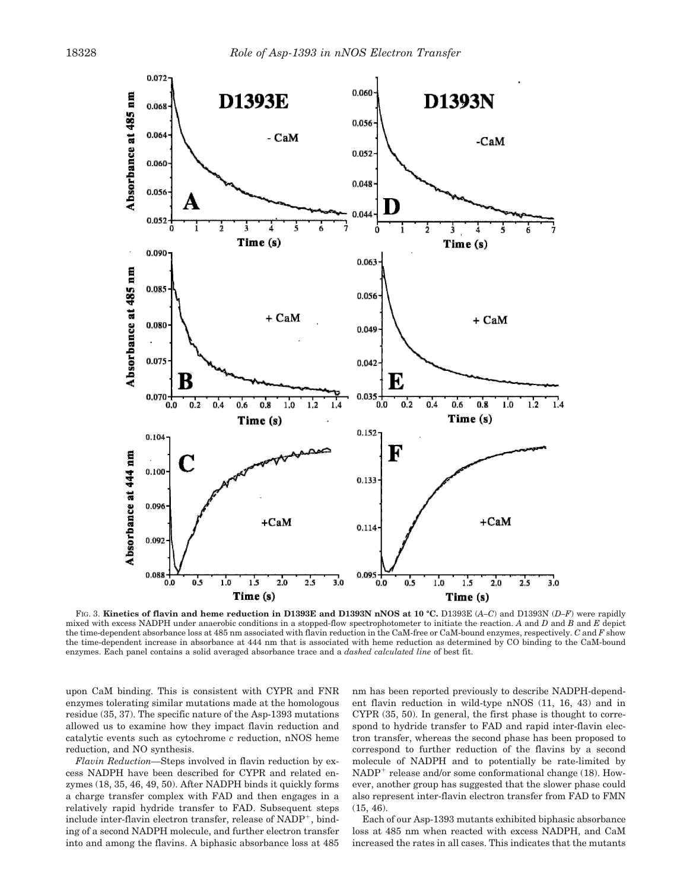FIG. 3. **Kinetics of flavin and heme reduction in D1393E and D1393N nNOS at 10 °C.** D1393E (*A–C*) and D1393N (*D–F*) were rapidly mixed with excess NADPH under anaerobic conditions in a stopped-flow spectrophotometer to initiate the reaction. *A* and *D* and *B* and *E* depict the time-dependent absorbance loss at 485 nm associated with flavin reduction in the CaM-free or CaM-bound enzymes, respectively. *C* and *F* show the time-dependent increase in absorbance at 444 nm that is associated with heme reduction as determined by CO binding to the CaM-bound enzymes. Each panel contains a solid averaged absorbance trace and a *dashed calculated line* of best fit.

upon CaM binding. This is consistent with CYPR and FNR enzymes tolerating similar mutations made at the homologous residue (35, 37). The specific nature of the Asp-1393 mutations allowed us to examine how they impact flavin reduction and catalytic events such as cytochrome *c* reduction, nNOS heme reduction, and NO synthesis.

*Flavin Reduction*—Steps involved in flavin reduction by excess NADPH have been described for CYPR and related enzymes (18, 35, 46, 49, 50). After NADPH binds it quickly forms a charge transfer complex with FAD and then engages in a relatively rapid hydride transfer to FAD. Subsequent steps include inter-flavin electron transfer, release of $NADP^+$, binding of a second NADPH molecule, and further electron transfer into and among the flavins. A biphasic absorbance loss at 485 nm has been reported previously to describe NADPH-dependent flavin reduction in wild-type nNOS (11, 16, 43) and in CYPR (35, 50). In general, the first phase is thought to correspond to hydride transfer to FAD and rapid inter-flavin electron transfer, whereas the second phase has been proposed to correspond to further reduction of the flavins by a second molecule of NADPH and to potentially be rate-limited by $NADP^+$ release and/or some conformational change (18). However, another group has suggested that the slower phase could also represent inter-flavin electron transfer from FAD to FMN (15, 46).

Each of our Asp-1393 mutants exhibited biphasic absorbance loss at 485 nm when reacted with excess NADPH, and CaM increased the rates in all cases. This indicates that the mutants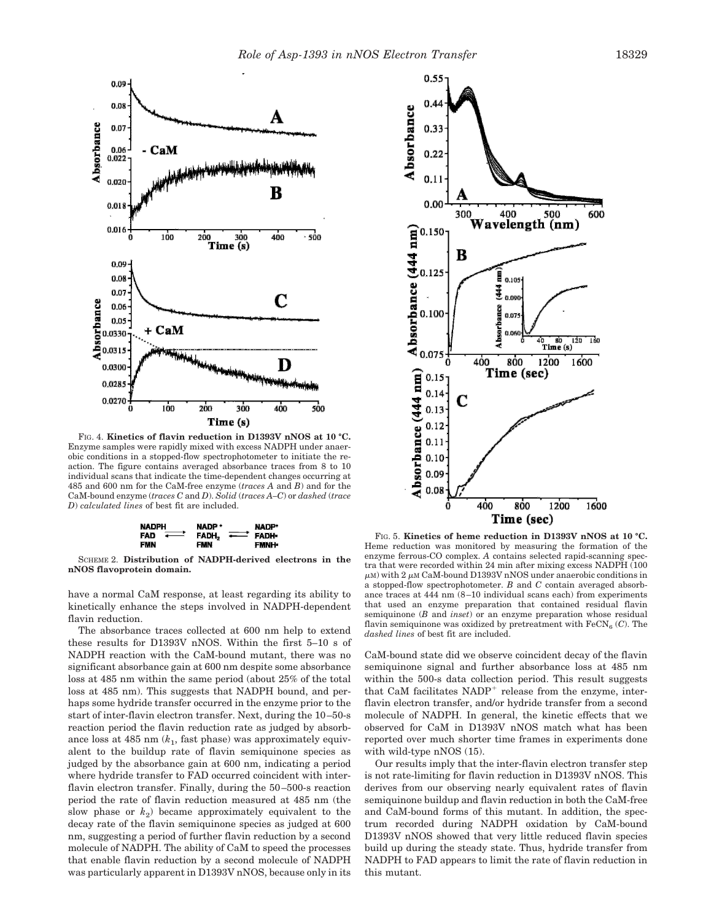FIG. 4. **Kinetics of flavin reduction in D1393V nNOS at 10 °C.** Enzyme samples were rapidly mixed with excess NADPH under anaerobic conditions in a stopped-flow spectrophotometer to initiate the reaction. The figure contains averaged absorbance traces from 8 to 10 individual scans that indicate the time-dependent changes occurring at 485 and 600 nm for the CaM-free enzyme (*traces A* and *B*) and for the CaM-bound enzyme (*traces C* and *D*). *Solid* (*traces A–C*) or *dashed* (*trace D*) *calculated lines* of best fit are included.

| NADPH | | $NADP^+$ | | $NADP^+$ |
|---|---|---|---|---|
| FAD | ⇌ | $FADH_2$ | ⇌ | FADH• |
| FMN | | FMN | | FMNH• |

SCHEME 2. **Distribution of NADPH-derived electrons in the nNOS flavoprotein domain.**

have a normal CaM response, at least regarding its ability to kinetically enhance the steps involved in NADPH-dependent flavin reduction.

The absorbance traces collected at 600 nm help to extend these results for D1393V nNOS. Within the first 5–10 s of NADPH reaction with the CaM-bound mutant, there was no significant absorbance gain at 600 nm despite some absorbance loss at 485 nm within the same period (about 25% of the total loss at 485 nm). This suggests that NADPH bound, and perhaps some hydride transfer occurred in the enzyme prior to the start of inter-flavin electron transfer. Next, during the 10–50-s reaction period the flavin reduction rate as judged by absorbance loss at 485 nm ($k_1$, fast phase) was approximately equivalent to the buildup rate of flavin semiquinone species as judged by the absorbance gain at 600 nm, indicating a period where hydride transfer to FAD occurred coincident with inter-flavin electron transfer. Finally, during the 50–500-s reaction period the rate of flavin reduction measured at 485 nm (the slow phase or $k_2$) became approximately equivalent to the decay rate of the flavin semiquinone species as judged at 600 nm, suggesting a period of further flavin reduction by a second molecule of NADPH. The ability of CaM to speed the processes that enable flavin reduction by a second molecule of NADPH was particularly apparent in D1393V nNOS, because only in its CaM-bound state did we observe coincident decay of the flavin semiquinone signal and further absorbance loss at 485 nm within the 500-s data collection period. This result suggests that CaM facilitates $NADP^+$ release from the enzyme, inter-flavin electron transfer, and/or hydride transfer from a second molecule of NADPH. In general, the kinetic effects that we observed for CaM in D1393V nNOS match what has been reported over much shorter time frames in experiments done with wild-type nNOS (15).

Our results imply that the inter-flavin electron transfer step is not rate-limiting for flavin reduction in D1393V nNOS. This derives from our observing nearly equivalent rates of flavin semiquinone buildup and flavin reduction in both the CaM-free and CaM-bound forms of this mutant. In addition, the spectrum recorded during NADPH oxidation by CaM-bound D1393V nNOS showed that very little reduced flavin species build up during the steady state. Thus, hydride transfer from NADPH to FAD appears to limit the rate of flavin reduction in this mutant.

FIG. 5. **Kinetics of heme reduction in D1393V nNOS at 10 °C.** Heme reduction was monitored by measuring the formation of the enzyme ferrous-CO complex. *A* contains selected rapid-scanning spectra that were recorded within 24 min after mixing excess NADPH (100 μM) with 2 μM CaM-bound D1393V nNOS under anaerobic conditions in a stopped-flow spectrophotometer. *B* and *C* contain averaged absorbance traces at 444 nm (8–10 individual scans each) from experiments that used an enzyme preparation that contained residual flavin semiquinone (*B* and *inset*) or an enzyme preparation whose residual flavin semiquinone was oxidized by pretreatment with $FeCN_6$ (*C*). The *dashed lines* of best fit are included.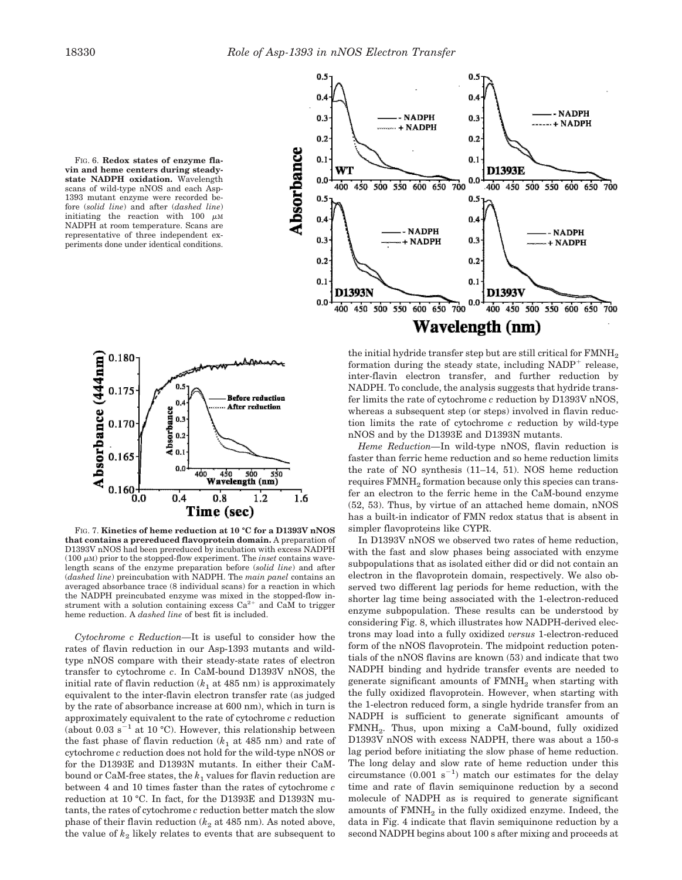FIG. 6. **Redox states of enzyme flavin and heme centers during steady-state NADPH oxidation.** Wavelength scans of wild-type nNOS and each Asp-1393 mutant enzyme were recorded before (*solid line*) and after (*dashed line*) initiating the reaction with 100 μM NADPH at room temperature. Scans are representative of three independent experiments done under identical conditions.

FIG. 7. **Kinetics of heme reduction at 10 °C for a D1393V nNOS that contains a prereduced flavoprotein domain.** A preparation of D1393V nNOS had been prereduced by incubation with excess NADPH (100 μM) prior to the stopped-flow experiment. The *inset* contains wavelength scans of the enzyme preparation before (*solid line*) and after (*dashed line*) preincubation with NADPH. The *main panel* contains an averaged absorbance trace (8 individual scans) for a reaction in which the NADPH preincubated enzyme was mixed in the stopped-flow instrument with a solution containing excess $Ca^{2+}$ and CaM to trigger heme reduction. A *dashed line* of best fit is included.

*Cytochrome c Reduction*—It is useful to consider how the rates of flavin reduction in our Asp-1393 mutants and wild-type nNOS compare with their steady-state rates of electron transfer to cytochrome *c*. In CaM-bound D1393V nNOS, the initial rate of flavin reduction ($k_1$ at 485 nm) is approximately equivalent to the inter-flavin electron transfer rate (as judged by the rate of absorbance increase at 600 nm), which in turn is approximately equivalent to the rate of cytochrome *c* reduction (about 0.03 $s^{-1}$ at 10 °C). However, this relationship between the fast phase of flavin reduction ($k_1$ at 485 nm) and rate of cytochrome *c* reduction does not hold for the wild-type nNOS or for the D1393E and D1393N mutants. In either their CaM-bound or CaM-free states, the $k_1$ values for flavin reduction are between 4 and 10 times faster than the rates of cytochrome *c* reduction at 10 °C. In fact, for the D1393E and D1393N mutants, the rates of cytochrome *c* reduction better match the slow phase of their flavin reduction ($k_2$ at 485 nm). As noted above, the value of $k_2$ likely relates to events that are subsequent to the initial hydride transfer step but are still critical for $FMNH_2$ formation during the steady state, including $NADP^+$ release, inter-flavin electron transfer, and further reduction by NADPH. To conclude, the analysis suggests that hydride transfer limits the rate of cytochrome *c* reduction by D1393V nNOS, whereas a subsequent step (or steps) involved in flavin reduction limits the rate of cytochrome *c* reduction by wild-type nNOS and by the D1393E and D1393N mutants.

*Heme Reduction*—In wild-type nNOS, flavin reduction is faster than ferric heme reduction and so heme reduction limits the rate of NO synthesis (11–14, 51). NOS heme reduction requires $FMNH_2$ formation because only this species can transfer an electron to the ferric heme in the CaM-bound enzyme (52, 53). Thus, by virtue of an attached heme domain, nNOS has a built-in indicator of FMN redox status that is absent in simpler flavoproteins like CYPR.

In D1393V nNOS we observed two rates of heme reduction, with the fast and slow phases being associated with enzyme subpopulations that as isolated either did or did not contain an electron in the flavoprotein domain, respectively. We also observed two different lag periods for heme reduction, with the shorter lag time being associated with the 1-electron-reduced enzyme subpopulation. These results can be understood by considering Fig. 8, which illustrates how NADPH-derived electrons may load into a fully oxidized *versus* 1-electron-reduced form of the nNOS flavoprotein. The midpoint reduction potentials of the nNOS flavins are known (53) and indicate that two NADPH binding and hydride transfer events are needed to generate significant amounts of $FMNH_2$ when starting with the fully oxidized flavoprotein. However, when starting with the 1-electron reduced form, a single hydride transfer from an NADPH is sufficient to generate significant amounts of $FMNH_2$. Thus, upon mixing a CaM-bound, fully oxidized D1393V nNOS with excess NADPH, there was about a 150-s lag period before initiating the slow phase of heme reduction. The long delay and slow rate of heme reduction under this circumstance (0.001 $s^{-1}$) match our estimates for the delay time and rate of flavin semiquinone reduction by a second molecule of NADPH as is required to generate significant amounts of $FMNH_2$ in the fully oxidized enzyme. Indeed, the data in Fig. 4 indicate that flavin semiquinone reduction by a second NADPH begins about 100 s after mixing and proceeds at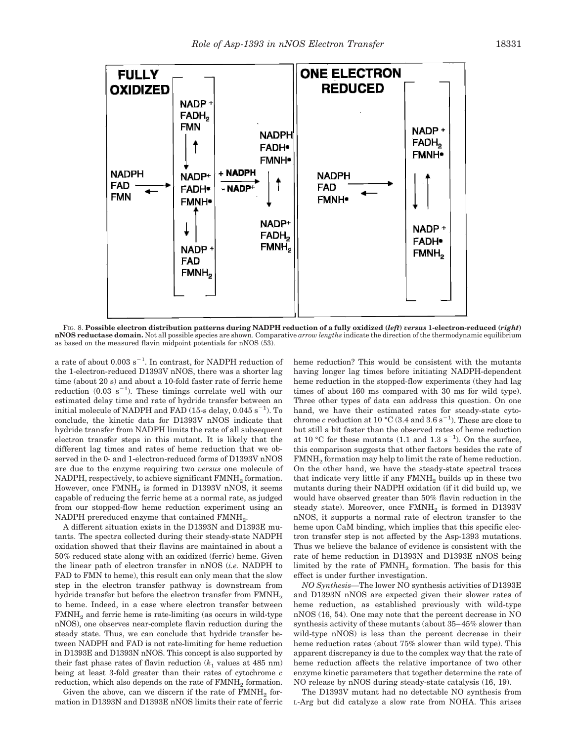FIG. 8. **Possible electron distribution patterns during NADPH reduction of a fully oxidized (*left*) *versus* 1-electron-reduced (*right*) nNOS reductase domain.** Not all possible species are shown. Comparative *arrow lengths* indicate the direction of the thermodynamic equilibrium as based on the measured flavin midpoint potentials for nNOS (53).

a rate of about 0.003 $s^{-1}$. In contrast, for NADPH reduction of the 1-electron-reduced D1393V nNOS, there was a shorter lag time (about 20 s) and about a 10-fold faster rate of ferric heme reduction (0.03 $s^{-1}$). These timings correlate well with our estimated delay time and rate of hydride transfer between an initial molecule of NADPH and FAD (15-s delay, 0.045 $s^{-1}$). To conclude, the kinetic data for D1393V nNOS indicate that hydride transfer from NADPH limits the rate of all subsequent electron transfer steps in this mutant. It is likely that the different lag times and rates of heme reduction that we observed in the 0- and 1-electron-reduced forms of D1393V nNOS are due to the enzyme requiring two *versus* one molecule of NADPH, respectively, to achieve significant $FMNH_2$ formation. However, once $FMNH_2$ is formed in D1393V nNOS, it seems capable of reducing the ferric heme at a normal rate, as judged from our stopped-flow heme reduction experiment using an NADPH prereduced enzyme that contained $FMNH_2$.

A different situation exists in the D1393N and D1393E mutants. The spectra collected during their steady-state NADPH oxidation showed that their flavins are maintained in about a 50% reduced state along with an oxidized (ferric) heme. Given the linear path of electron transfer in nNOS (*i.e.* NADPH to FAD to FMN to heme), this result can only mean that the slow step in the electron transfer pathway is downstream from hydride transfer but before the electron transfer from $FMNH_2$ to heme. Indeed, in a case where electron transfer between $FMNH_2$ and ferric heme is rate-limiting (as occurs in wild-type nNOS), one observes near-complete flavin reduction during the steady state. Thus, we can conclude that hydride transfer between NADPH and FAD is not rate-limiting for heme reduction in D1393E and D1393N nNOS. This concept is also supported by their fast phase rates of flavin reduction ($k_1$ values at 485 nm) being at least 3-fold greater than their rates of cytochrome *c* reduction, which also depends on the rate of $FMNH_2$ formation.

Given the above, can we discern if the rate of $FMNH_2$ formation in D1393N and D1393E nNOS limits their rate of ferric heme reduction? This would be consistent with the mutants having longer lag times before initiating NADPH-dependent heme reduction in the stopped-flow experiments (they had lag times of about 160 ms compared with 30 ms for wild type). Three other types of data can address this question. On one hand, we have their estimated rates for steady-state cytochrome *c* reduction at 10 °C (3.4 and 3.6 $s^{-1}$). These are close to but still a bit faster than the observed rates of heme reduction at 10 °C for these mutants (1.1 and 1.3 $s^{-1}$). On the surface, this comparison suggests that other factors besides the rate of $FMNH_2$ formation may help to limit the rate of heme reduction. On the other hand, we have the steady-state spectral traces that indicate very little if any $FMNH_2$ builds up in these two mutants during their NADPH oxidation (if it did build up, we would have observed greater than 50% flavin reduction in the steady state). Moreover, once $FMNH_2$ is formed in D1393V nNOS, it supports a normal rate of electron transfer to the heme upon CaM binding, which implies that this specific electron transfer step is not affected by the Asp-1393 mutations. Thus we believe the balance of evidence is consistent with the rate of heme reduction in D1393N and D1393E nNOS being limited by the rate of $FMNH_2$ formation. The basis for this effect is under further investigation.

*NO Synthesis*—The lower NO synthesis activities of D1393E and D1393N nNOS are expected given their slower rates of heme reduction, as established previously with wild-type nNOS (16, 54). One may note that the percent decrease in NO synthesis activity of these mutants (about 35–45% slower than wild-type nNOS) is less than the percent decrease in their heme reduction rates (about 75% slower than wild type). This apparent discrepancy is due to the complex way that the rate of heme reduction affects the relative importance of two other enzyme kinetic parameters that together determine the rate of NO release by nNOS during steady-state catalysis (16, 19).

The D1393V mutant had no detectable NO synthesis from L-Arg but did catalyze a slow rate from NOHA. This arises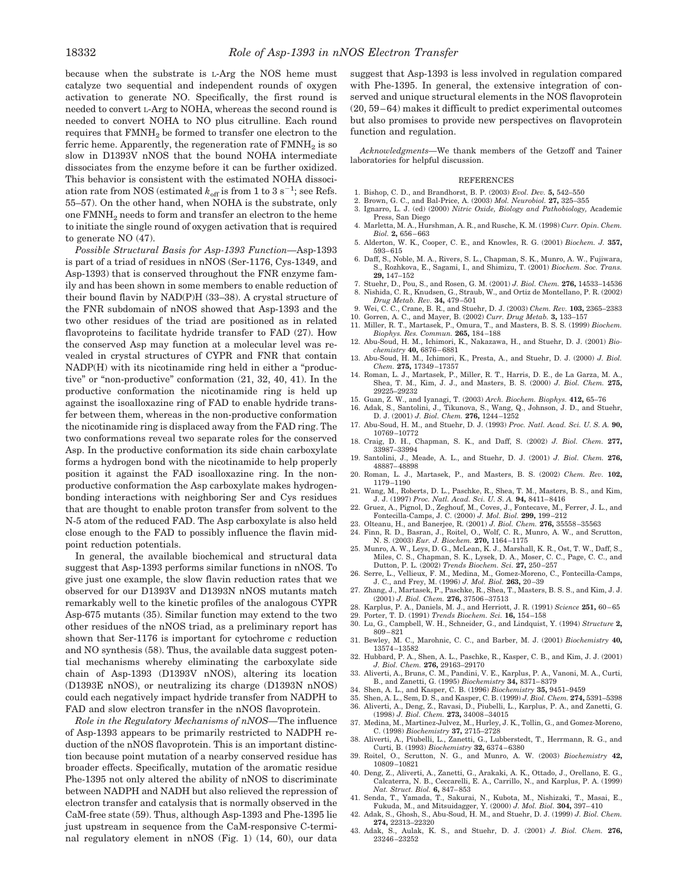because when the substrate is L-Arg the NOS heme must catalyze two sequential and independent rounds of oxygen activation to generate NO. Specifically, the first round is needed to convert L-Arg to NOHA, whereas the second round is needed to convert NOHA to NO plus citrulline. Each round requires that $FMNH_2$ be formed to transfer one electron to the ferric heme. Apparently, the regeneration rate of $FMNH_2$ is so slow in D1393V nNOS that the bound NOHA intermediate dissociates from the enzyme before it can be further oxidized. This behavior is consistent with the estimated NOHA dissociation rate from NOS (estimated $k_{off}$ is from 1 to 3 $s^{-1}$; see Refs. 55–57). On the other hand, when NOHA is the substrate, only one $FMNH_2$ needs to form and transfer an electron to the heme to initiate the single round of oxygen activation that is required to generate NO (47).

*Possible Structural Basis for Asp-1393 Function*—Asp-1393 is part of a triad of residues in nNOS (Ser-1176, Cys-1349, and Asp-1393) that is conserved throughout the FNR enzyme family and has been shown in some members to enable reduction of their bound flavin by NAD(P)H (33–38). A crystal structure of the FNR subdomain of nNOS showed that Asp-1393 and the two other residues of the triad are positioned as in related flavoproteins to facilitate hydride transfer to FAD (27). How the conserved Asp may function at a molecular level was revealed in crystal structures of CYPR and FNR that contain NADP(H) with its nicotinamide ring held in either a "productive" or "non-productive" conformation (21, 32, 40, 41). In the productive conformation the nicotinamide ring is held up against the isoalloxazine ring of FAD to enable hydride transfer between them, whereas in the non-productive conformation the nicotinamide ring is displaced away from the FAD ring. The two conformations reveal two separate roles for the conserved Asp. In the productive conformation its side chain carboxylate forms a hydrogen bond with the nicotinamide to help properly position it against the FAD isoalloxazine ring. In the non-productive conformation the Asp carboxylate makes hydrogen-bonding interactions with neighboring Ser and Cys residues that are thought to enable proton transfer from solvent to the N-5 atom of the reduced FAD. The Asp carboxylate is also held close enough to the FAD to possibly influence the flavin midpoint reduction potentials.

In general, the available biochemical and structural data suggest that Asp-1393 performs similar functions in nNOS. To give just one example, the slow flavin reduction rates that we observed for our D1393V and D1393N nNOS mutants match remarkably well to the kinetic profiles of the analogous CYPR Asp-675 mutants (35). Similar function may extend to the two other residues of the nNOS triad, as a preliminary report has shown that Ser-1176 is important for cytochrome *c* reduction and NO synthesis (58). Thus, the available data suggest potential mechanisms whereby eliminating the carboxylate side chain of Asp-1393 (D1393V nNOS), altering its location (D1393E nNOS), or neutralizing its charge (D1393N nNOS) could each negatively impact hydride transfer from NADPH to FAD and slow electron transfer in the nNOS flavoprotein.

*Role in the Regulatory Mechanisms of nNOS*—The influence of Asp-1393 appears to be primarily restricted to NADPH reduction of the nNOS flavoprotein. This is an important distinction because point mutation of a nearby conserved residue has broader effects. Specifically, mutation of the aromatic residue Phe-1395 not only altered the ability of nNOS to discriminate between NADPH and NADH but also relieved the repression of electron transfer and catalysis that is normally observed in the CaM-free state (59). Thus, although Asp-1393 and Phe-1395 lie just upstream in sequence from the CaM-responsive C-terminal regulatory element in nNOS (Fig. 1) (14, 60), our data suggest that Asp-1393 is less involved in regulation compared with Phe-1395. In general, the extensive integration of conserved and unique structural elements in the NOS flavoprotein (20, 59–64) makes it difficult to predict experimental outcomes but also promises to provide new perspectives on flavoprotein function and regulation.

*Acknowledgments*—We thank members of the Getzoff and Tainer laboratories for helpful discussion.

## REFERENCES

1. Bishop, C. D., and Brandhorst, B. P. (2003) *Evol. Dev.* **5,** 542–550
2. Brown, G. C., and Bal-Price, A. (2003) *Mol. Neurobiol.* **27,** 325–355
3. Ignarro, L. J. (ed) (2000) *Nitric Oxide, Biology and Pathobiology,* Academic Press, San Diego
4. Marletta, M. A., Hurshman, A. R., and Rusche, K. M. (1998) *Curr. Opin. Chem. Biol.* **2,** 656–663
5. Alderton, W. K., Cooper, C. E., and Knowles, R. G. (2001) *Biochem. J.* **357,** 593–615
6. Daff, S., Noble, M. A., Rivers, S. L., Chapman, S. K., Munro, A. W., Fujiwara, S., Rozhkova, E., Sagami, I., and Shimizu, T. (2001) *Biochem. Soc. Trans.* **29,** 147–152
7. Stuehr, D., Pou, S., and Rosen, G. M. (2001) *J. Biol. Chem.* **276,** 14533–14536
8. Nishida, C. R., Knudsen, G., Straub, W., and Ortiz de Montellano, P. R. (2002) *Drug Metab. Rev.* **34,** 479–501
9. Wei, C. C., Crane, B. R., and Stuehr, D. J. (2003) *Chem. Rev.* **103,** 2365–2383
10. Gorren, A. C., and Mayer, B. (2002) *Curr. Drug Metab.* **3,** 133–157
11. Miller, R. T., Martasek, P., Omura, T., and Masters, B. S. S. (1999) *Biochem. Biophys. Res. Commun.* **265,** 184–188
12. Abu-Soud, H. M., Ichimori, K., Nakazawa, H., and Stuehr, D. J. (2001) *Biochemistry* **40,** 6876–6881
13. Abu-Soud, H. M., Ichimori, K., Presta, A., and Stuehr, D. J. (2000) *J. Biol. Chem.* **275,** 17349–17357
14. Roman, L. J., Martasek, P., Miller, R. T., Harris, D. E., de La Garza, M. A., Shea, T. M., Kim, J. J., and Masters, B. S. (2000) *J. Biol. Chem.* **275,** 29225–29232
15. Guan, Z. W., and Iyanagi, T. (2003) *Arch. Biochem. Biophys.* **412,** 65–76
16. Adak, S., Santolini, J., Tikunova, S., Wang, Q., Johnson, J. D., and Stuehr, D. J. (2001) *J. Biol. Chem.* **276,** 1244–1252
17. Abu-Soud, H. M., and Stuehr, D. J. (1993) *Proc. Natl. Acad. Sci. U. S. A.* **90,** 10769–10772
18. Craig, D. H., Chapman, S. K., and Daff, S. (2002) *J. Biol. Chem.* **277,** 33987–33994
19. Santolini, J., Meade, A. L., and Stuehr, D. J. (2001) *J. Biol. Chem.* **276,** 48887–48898
20. Roman, L. J., Martasek, P., and Masters, B. S. (2002) *Chem. Rev.* **102,** 1179–1190
21. Wang, M., Roberts, D. L., Paschke, R., Shea, T. M., Masters, B. S., and Kim, J. J. (1997) *Proc. Natl. Acad. Sci. U. S. A.* **94,** 8411–8416
22. Gruez, A., Pignol, D., Zeghouf, M., Coves, J., Fontecave, M., Ferrer, J. L., and Fontecilla-Camps, J. C. (2000) *J. Mol. Biol.* **299,** 199–212
23. Olteanu, H., and Banerjee, R. (2001) *J. Biol. Chem.* **276,** 35558–35563
24. Finn, R. D., Basran, J., Roitel, O., Wolf, C. R., Munro, A. W., and Scrutton, N. S. (2003) *Eur. J. Biochem.* **270,** 1164–1175
25. Munro, A. W., Leys, D. G., McLean, K. J., Marshall, K. R., Ost, T. W., Daff, S., Miles, C. S., Chapman, S. K., Lysek, D. A., Moser, C. C., Page, C. C., and Dutton, P. L. (2002) *Trends Biochem. Sci.* **27,** 250–257
26. Serre, L., Vellieux, F. M., Medina, M., Gomez-Moreno, C., Fontecilla-Camps, J. C., and Frey, M. (1996) *J. Mol. Biol.* **263,** 20–39
27. Zhang, J., Martasek, P., Paschke, R., Shea, T., Masters, B. S. S., and Kim, J. J. (2001) *J. Biol. Chem.* **276,** 37506–37513
28. Karplus, P. A., Daniels, M. J., and Herriott, J. R. (1991) *Science* **251,** 60–65
29. Porter, T. D. (1991) *Trends Biochem. Sci.* **16,** 154–158
30. Lu, G., Campbell, W. H., Schneider, G., and Lindqvist, Y. (1994) *Structure* **2,** 809–821
31. Bewley, M. C., Marohnic, C. C., and Barber, M. J. (2001) *Biochemistry* **40,** 13574–13582
32. Hubbard, P. A., Shen, A. L., Paschke, R., Kasper, C. B., and Kim, J. J. (2001) *J. Biol. Chem.* **276,** 29163–29170
33. Aliverti, A., Bruns, C. M., Pandini, V. E., Karplus, P. A., Vanoni, M. A., Curti, B., and Zanetti, G. (1995) *Biochemistry* **34,** 8371–8379
34. Shen, A. L., and Kasper, C. B. (1996) *Biochemistry* **35,** 9451–9459
35. Shen, A. L., Sem, D. S., and Kasper, C. B. (1999) *J. Biol. Chem.* **274,** 5391–5398
36. Aliverti, A., Deng, Z., Ravasi, D., Piubelli, L., Karplus, P. A., and Zanetti, G. (1998) *J. Biol. Chem.* **273,** 34008–34015
37. Medina, M., Martinez-Julvez, M., Hurley, J. K., Tollin, G., and Gomez-Moreno, C. (1998) *Biochemistry* **37,** 2715–2728
38. Aliverti, A., Piubelli, L., Zanetti, G., Lubberstedt, T., Herrmann, R. G., and Curti, B. (1993) *Biochemistry* **32,** 6374–6380
39. Roitel, O., Scrutton, N. G., and Munro, A. W. (2003) *Biochemistry* **42,** 10809–10821
40. Deng, Z., Aliverti, A., Zanetti, G., Arakaki, A. K., Ottado, J., Orellano, E. G., Calcaterra, N. B., Ceccarelli, E. A., Carrillo, N., and Karplus, P. A. (1999) *Nat. Struct. Biol.* **6,** 847–853
41. Senda, T., Yamada, T., Sakurai, N., Kubota, M., Nishizaki, T., Masai, E., Fukuda, M., and Mitsuidagger, Y. (2000) *J. Mol. Biol.* **304,** 397–410
42. Adak, S., Ghosh, S., Abu-Soud, H. M., and Stuehr, D. J. (1999) *J. Biol. Chem.* **274,** 22313–22320
43. Adak, S., Aulak, K. S., and Stuehr, D. J. (2001) *J. Biol. Chem.* **276,** 23246–23252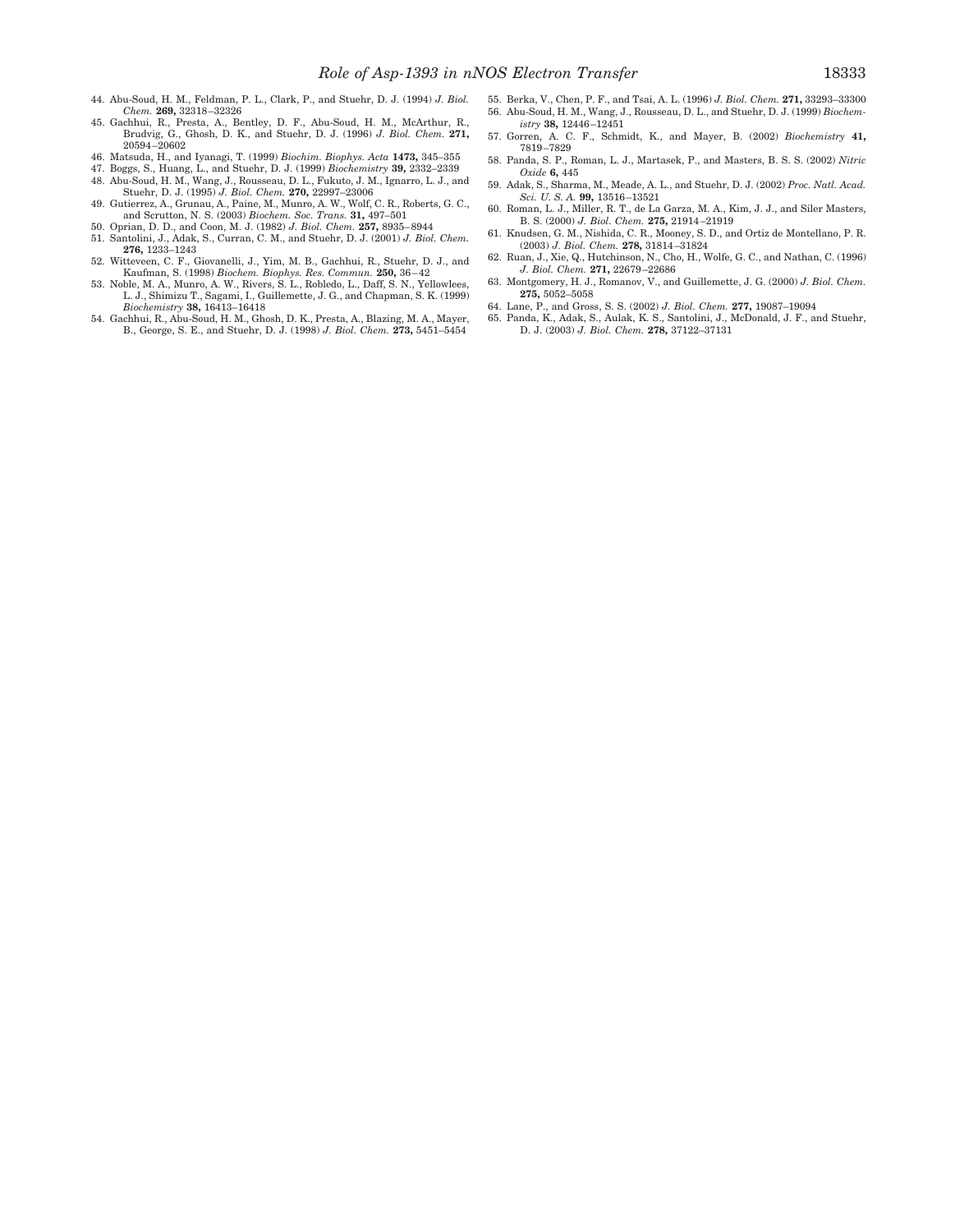44. Abu-Soud, H. M., Feldman, P. L., Clark, P., and Stuehr, D. J. (1994) *J. Biol. Chem.* **269,** 32318–32326
45. Gachhui, R., Presta, A., Bentley, D. F., Abu-Soud, H. M., McArthur, R., Brudvig, G., Ghosh, D. K., and Stuehr, D. J. (1996) *J. Biol. Chem.* **271,** 20594–20602
46. Matsuda, H., and Iyanagi, T. (1999) *Biochim. Biophys. Acta* **1473,** 345–355
47. Boggs, S., Huang, L., and Stuehr, D. J. (1999) *Biochemistry* **39,** 2332–2339
48. Abu-Soud, H. M., Wang, J., Rousseau, D. L., Fukuto, J. M., Ignarro, L. J., and Stuehr, D. J. (1995) *J. Biol. Chem.* **270,** 22997–23006
49. Gutierrez, A., Grunau, A., Paine, M., Munro, A. W., Wolf, C. R., Roberts, G. C., and Scrutton, N. S. (2003) *Biochem. Soc. Trans.* **31,** 497–501
50. Oprian, D. D., and Coon, M. J. (1982) *J. Biol. Chem.* **257,** 8935–8944
51. Santolini, J., Adak, S., Curran, C. M., and Stuehr, D. J. (2001) *J. Biol. Chem.* **276,** 1233–1243
52. Witteveen, C. F., Giovanelli, J., Yim, M. B., Gachhui, R., Stuehr, D. J., and Kaufman, S. (1998) *Biochem. Biophys. Res. Commun.* **250,** 36–42
53. Noble, M. A., Munro, A. W., Rivers, S. L., Robledo, L., Daff, S. N., Yellowlees, L. J., Shimizu T., Sagami, I., Guillemette, J. G., and Chapman, S. K. (1999) *Biochemistry* **38,** 16413–16418
54. Gachhui, R., Abu-Soud, H. M., Ghosh, D. K., Presta, A., Blazing, M. A., Mayer, B., George, S. E., and Stuehr, D. J. (1998) *J. Biol. Chem.* **273,** 5451–5454
55. Berka, V., Chen, P. F., and Tsai, A. L. (1996) *J. Biol. Chem.* **271,** 33293–33300
56. Abu-Soud, H. M., Wang, J., Rousseau, D. L., and Stuehr, D. J. (1999) *Biochemistry* **38,** 12446–12451
57. Gorren, A. C. F., Schmidt, K., and Mayer, B. (2002) *Biochemistry* **41,** 7819–7829
58. Panda, S. P., Roman, L. J., Martasek, P., and Masters, B. S. S. (2002) *Nitric Oxide* **6,** 445
59. Adak, S., Sharma, M., Meade, A. L., and Stuehr, D. J. (2002) *Proc. Natl. Acad. Sci. U. S. A.* **99,** 13516–13521
60. Roman, L. J., Miller, R. T., de La Garza, M. A., Kim, J. J., and Siler Masters, B. S. (2000) *J. Biol. Chem.* **275,** 21914–21919
61. Knudsen, G. M., Nishida, C. R., Mooney, S. D., and Ortiz de Montellano, P. R. (2003) *J. Biol. Chem.* **278,** 31814–31824
62. Ruan, J., Xie, Q., Hutchinson, N., Cho, H., Wolfe, G. C., and Nathan, C. (1996) *J. Biol. Chem.* **271,** 22679–22686
63. Montgomery, H. J., Romanov, V., and Guillemette, J. G. (2000) *J. Biol. Chem.* **275,** 5052–5058
64. Lane, P., and Gross, S. S. (2002) *J. Biol. Chem.* **277,** 19087–19094
65. Panda, K., Adak, S., Aulak, K. S., Santolini, J., McDonald, J. F., and Stuehr, D. J. (2003) *J. Biol. Chem.* **278,** 37122–37131